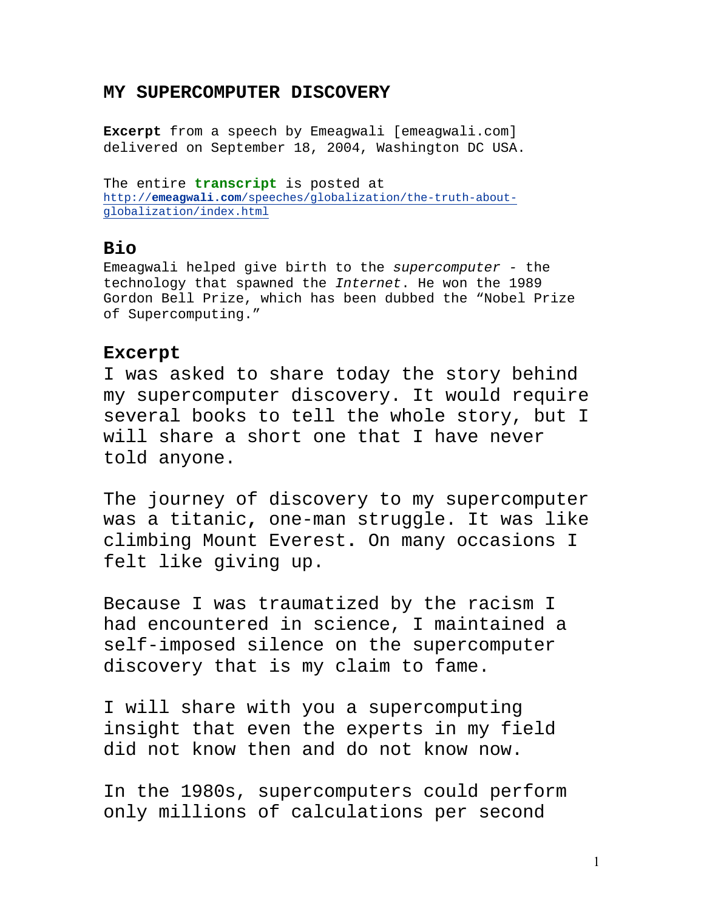# MY SUPERCOMPUTER DISCOVERY

**Excerpt** from a speech by Emeagwali [emeagwali.com] delivered on September 18, 2004, Washington DC USA.

The entire **transcript** is posted at [http://**emeagwali.com**/speeches/globalization/the-truth-about-globalization/index.html](http://emeagwali.com/speeches/globalization/the-truth-about-globalization/index.html)

## Bio

Emeagwali helped give birth to the *supercomputer* - the technology that spawned the *Internet*. He won the 1989 Gordon Bell Prize, which has been dubbed the "Nobel Prize of Supercomputing."

## Excerpt

I was asked to share today the story behind my supercomputer discovery. It would require several books to tell the whole story, but I will share a short one that I have never told anyone.

The journey of discovery to my supercomputer was a titanic, one-man struggle. It was like climbing Mount Everest. On many occasions I felt like giving up.

Because I was traumatized by the racism I had encountered in science, I maintained a self-imposed silence on the supercomputer discovery that is my claim to fame.

I will share with you a supercomputing insight that even the experts in my field did not know then and do not know now.

In the 1980s, supercomputers could perform only millions of calculations per second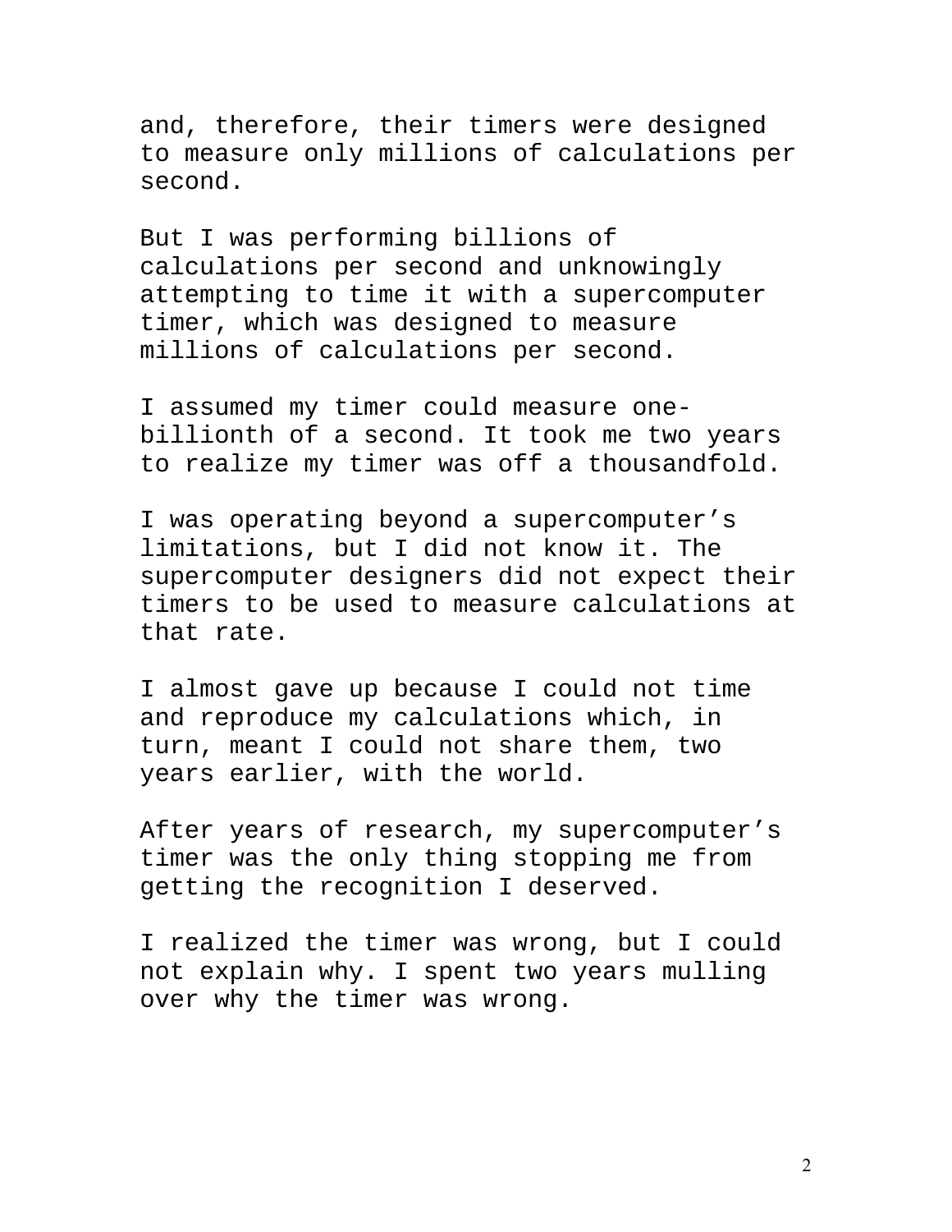and, therefore, their timers were designed to measure only millions of calculations per second.

But I was performing billions of calculations per second and unknowingly attempting to time it with a supercomputer timer, which was designed to measure millions of calculations per second.

I assumed my timer could measure one-billionth of a second. It took me two years to realize my timer was off a thousandfold.

I was operating beyond a supercomputer's limitations, but I did not know it. The supercomputer designers did not expect their timers to be used to measure calculations at that rate.

I almost gave up because I could not time and reproduce my calculations which, in turn, meant I could not share them, two years earlier, with the world.

After years of research, my supercomputer's timer was the only thing stopping me from getting the recognition I deserved.

I realized the timer was wrong, but I could not explain why. I spent two years mulling over why the timer was wrong.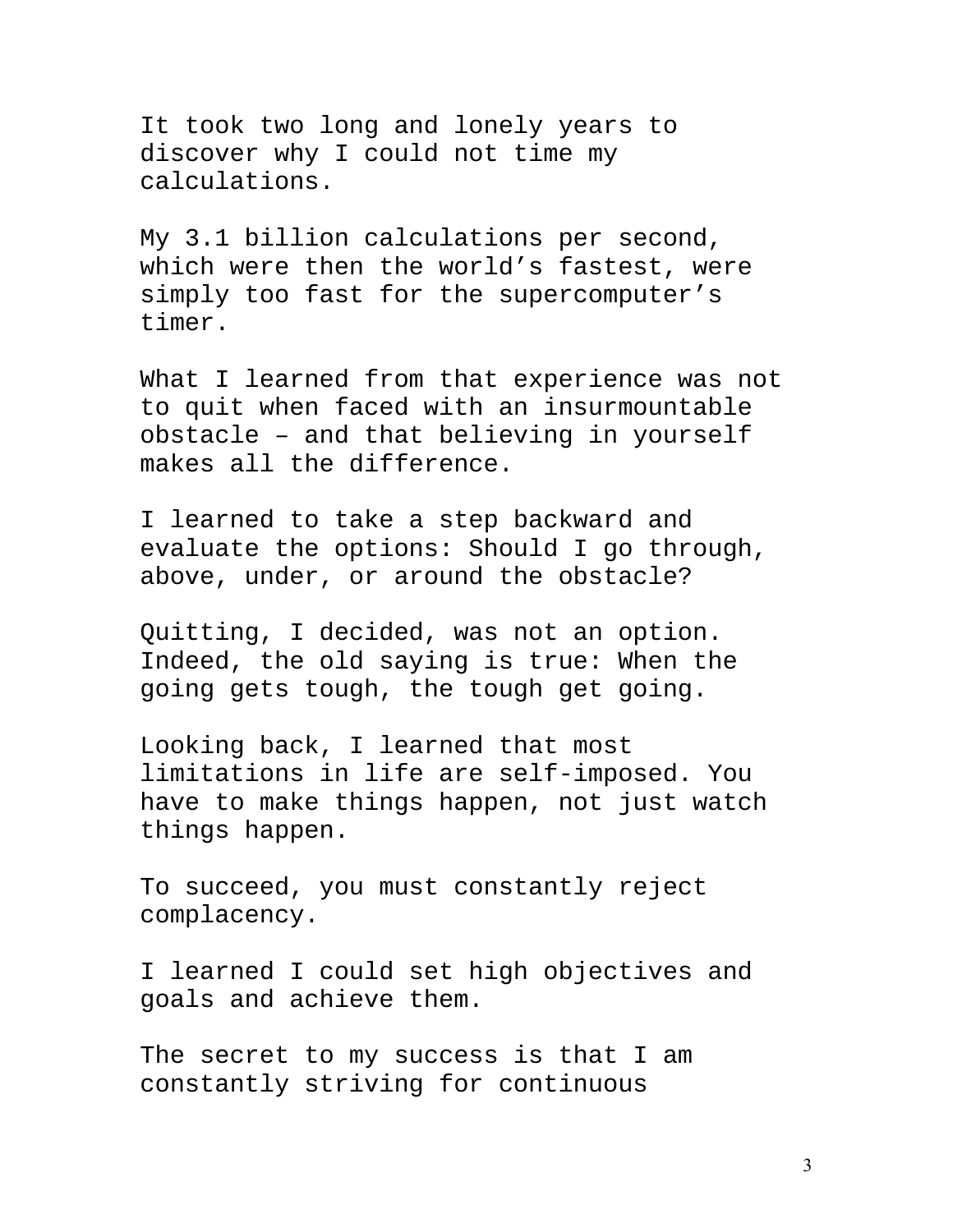It took two long and lonely years to discover why I could not time my calculations.

My 3.1 billion calculations per second, which were then the world's fastest, were simply too fast for the supercomputer's timer.

What I learned from that experience was not to quit when faced with an insurmountable obstacle – and that believing in yourself makes all the difference.

I learned to take a step backward and evaluate the options: Should I go through, above, under, or around the obstacle?

Quitting, I decided, was not an option. Indeed, the old saying is true: When the going gets tough, the tough get going.

Looking back, I learned that most limitations in life are self-imposed. You have to make things happen, not just watch things happen.

To succeed, you must constantly reject complacency.

I learned I could set high objectives and goals and achieve them.

The secret to my success is that I am constantly striving for continuous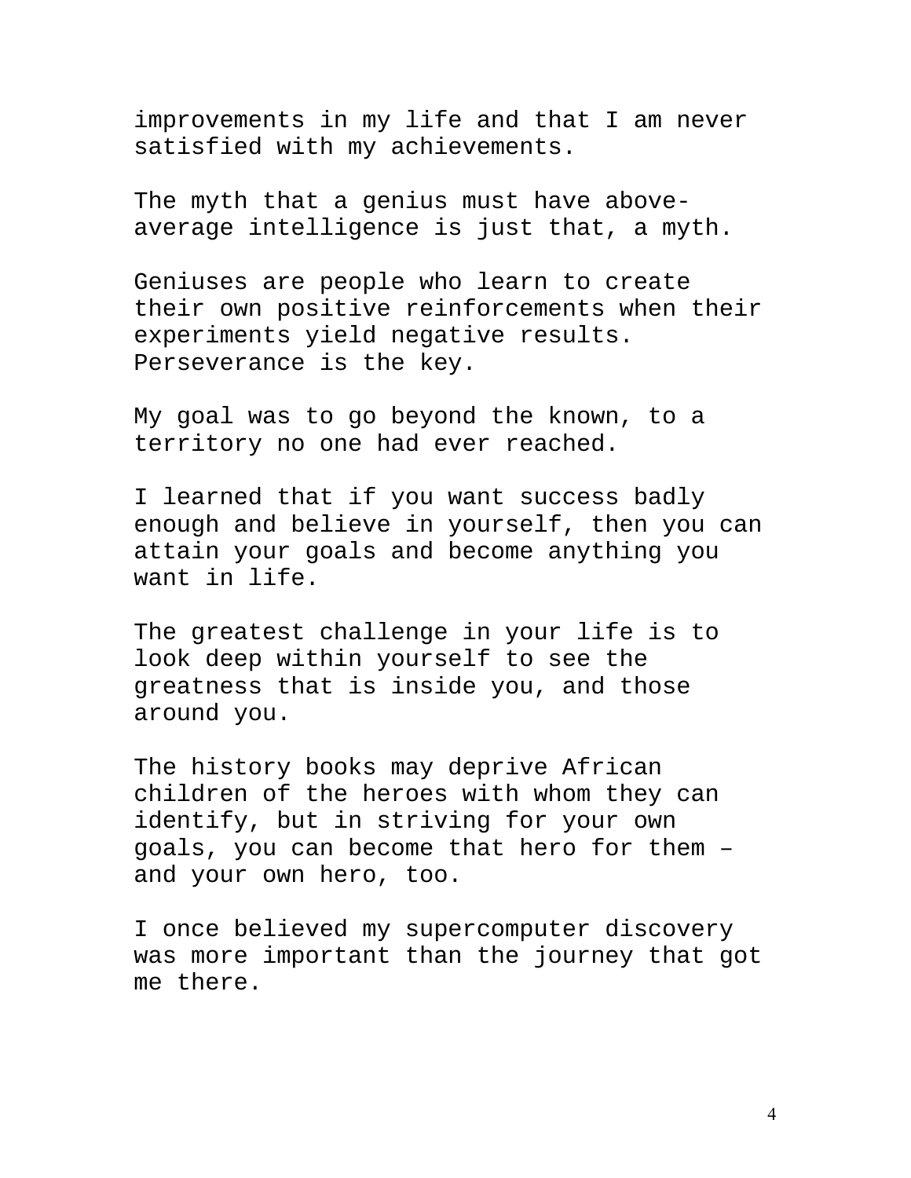improvements in my life and that I am never satisfied with my achievements.

The myth that a genius must have above-average intelligence is just that, a myth.

Geniuses are people who learn to create their own positive reinforcements when their experiments yield negative results. Perseverance is the key.

My goal was to go beyond the known, to a territory no one had ever reached.

I learned that if you want success badly enough and believe in yourself, then you can attain your goals and become anything you want in life.

The greatest challenge in your life is to look deep within yourself to see the greatness that is inside you, and those around you.

The history books may deprive African children of the heroes with whom they can identify, but in striving for your own goals, you can become that hero for them – and your own hero, too.

I once believed my supercomputer discovery was more important than the journey that got me there.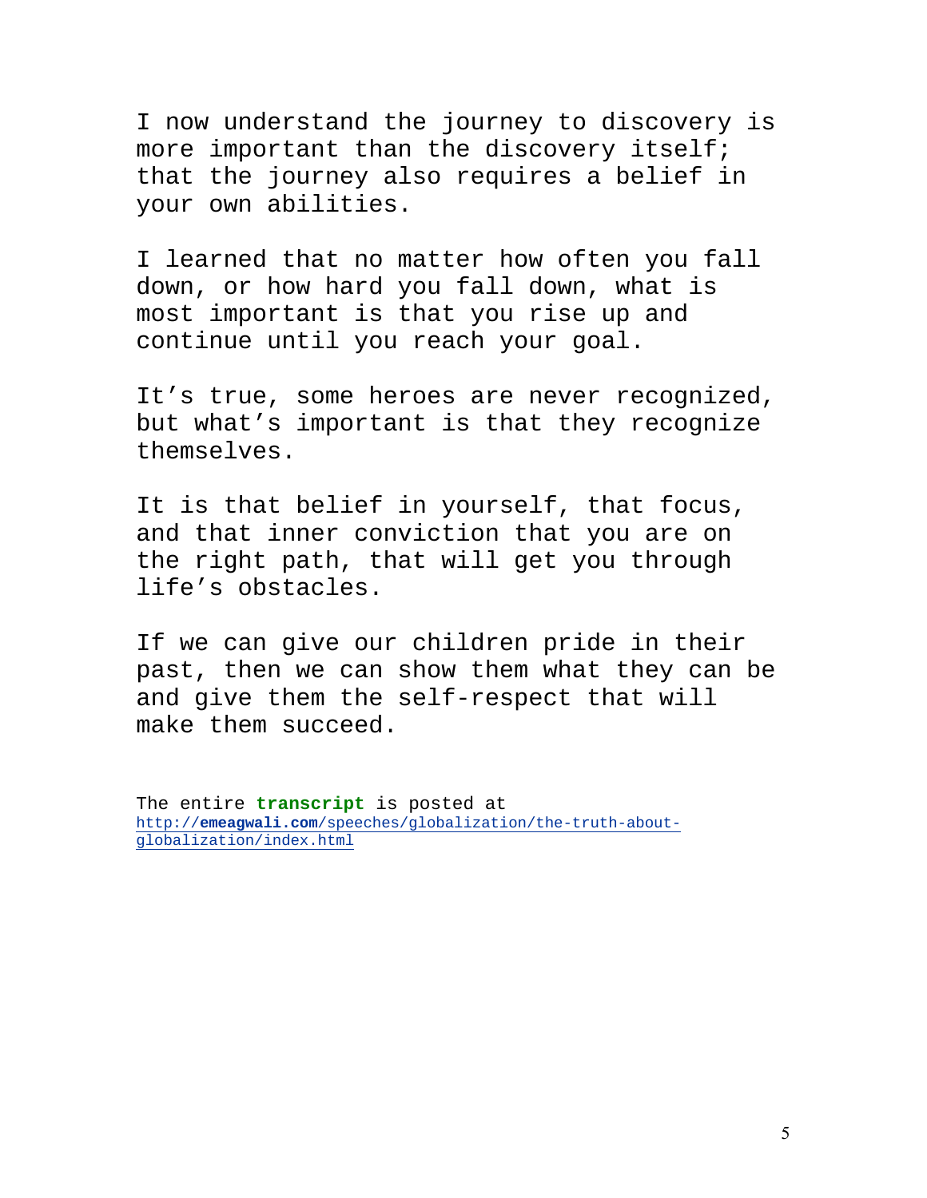I now understand the journey to discovery is more important than the discovery itself; that the journey also requires a belief in your own abilities.

I learned that no matter how often you fall down, or how hard you fall down, what is most important is that you rise up and continue until you reach your goal.

It's true, some heroes are never recognized, but what's important is that they recognize themselves.

It is that belief in yourself, that focus, and that inner conviction that you are on the right path, that will get you through life's obstacles.

If we can give our children pride in their past, then we can show them what they can be and give them the self-respect that will make them succeed.

The entire **transcript** is posted at [http://**emeagwali.com**/speeches/globalization/the-truth-about-globalization/index.html](http://emeagwali.com/speeches/globalization/the-truth-about-globalization/index.html)